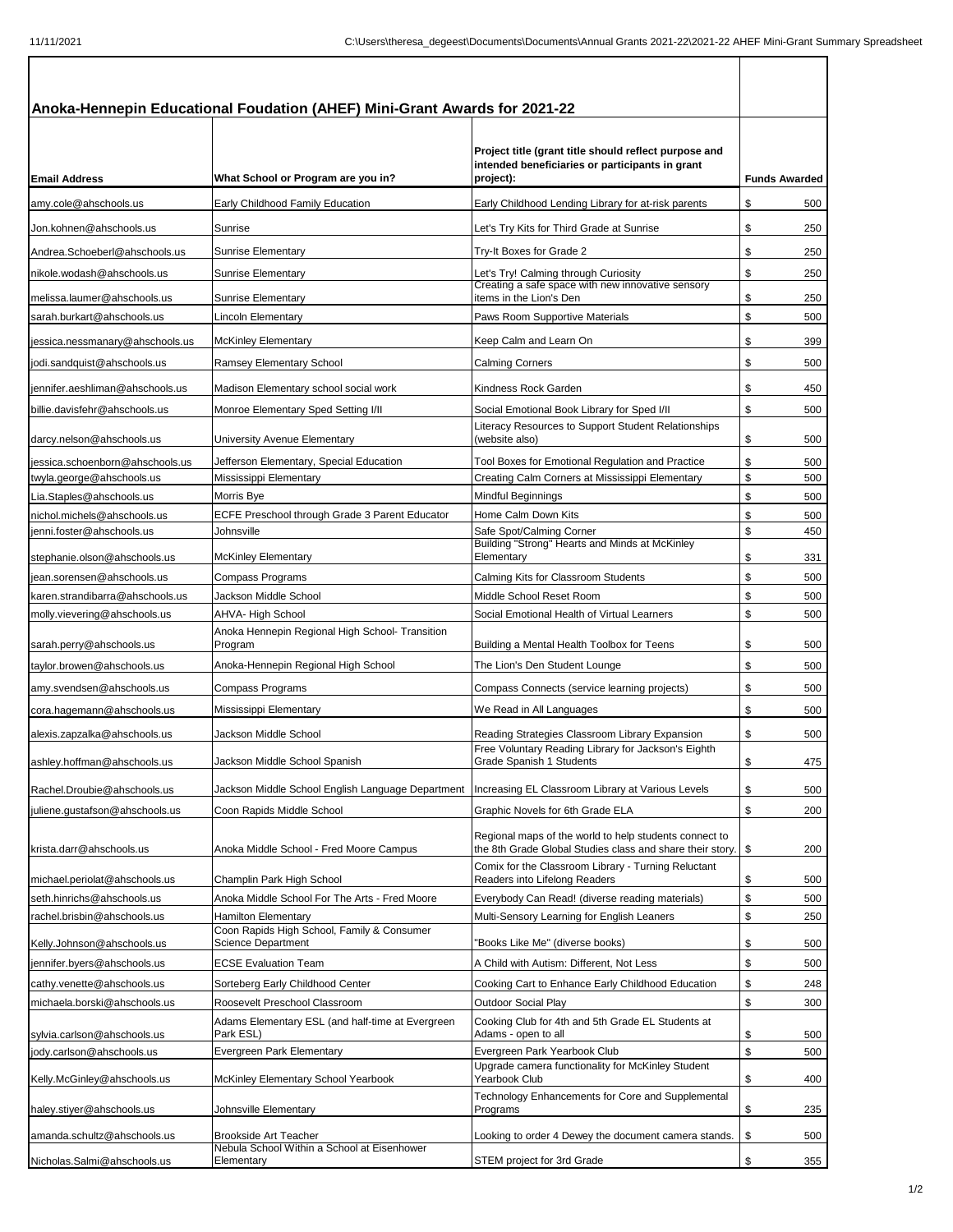## Anoka-Hennepin Educational Foudation (AHEF) Mini-Grant Awards for 2021-22

| Email Address | What School or Program are you in? | Project title (grant title should reflect purpose and intended beneficiaries or participants in grant project): | Funds Awarded |
|---|---|---|---|
| amy.cole@ahschools.us | Early Childhood Family Education | Early Childhood Lending Library for at-risk parents | $ 500 |
| Jon.kohnen@ahschools.us | Sunrise | Let's Try Kits for Third Grade at Sunrise | $ 250 |
| Andrea.Schoeberl@ahschools.us | Sunrise Elementary | Try-It Boxes for Grade 2 | $ 250 |
| nikole.wodash@ahschools.us | Sunrise Elementary | Let's Try! Calming through Curiosity | $ 250 |
| melissa.laumer@ahschools.us | Sunrise Elementary | Creating a safe space with new innovative sensory items in the Lion's Den | $ 250 |
| sarah.burkart@ahschools.us | Lincoln Elementary | Paws Room Supportive Materials | $ 500 |
| jessica.nessmanary@ahschools.us | McKinley Elementary | Keep Calm and Learn On | $ 399 |
| jodi.sandquist@ahschools.us | Ramsey Elementary School | Calming Corners | $ 500 |
| jennifer.aeshliman@ahschools.us | Madison Elementary school social work | Kindness Rock Garden | $ 450 |
| billie.davisfehr@ahschools.us | Monroe Elementary Sped Setting I/II | Social Emotional Book Library for Sped I/II | $ 500 |
| darcy.nelson@ahschools.us | University Avenue Elementary | Literacy Resources to Support Student Relationships (website also) | $ 500 |
| jessica.schoenborn@ahschools.us | Jefferson Elementary, Special Education | Tool Boxes for Emotional Regulation and Practice | $ 500 |
| twyla.george@ahschools.us | Mississippi Elementary | Creating Calm Corners at Mississippi Elementary | $ 500 |
| Lia.Staples@ahschools.us | Morris Bye | Mindful Beginnings | $ 500 |
| nichol.michels@ahschools.us | ECFE Preschool through Grade 3 Parent Educator | Home Calm Down Kits | $ 500 |
| jenni.foster@ahschools.us | Johnsville | Safe Spot/Calming Corner | $ 450 |
| stephanie.olson@ahschools.us | McKinley Elementary | Building "Strong" Hearts and Minds at McKinley Elementary | $ 331 |
| jean.sorensen@ahschools.us | Compass Programs | Calming Kits for Classroom Students | $ 500 |
| karen.strandibarra@ahschools.us | Jackson Middle School | Middle School Reset Room | $ 500 |
| molly.viievering@ahschools.us | AHVA- High School | Social Emotional Health of Virtual Learners | $ 500 |
| sarah.perry@ahschools.us | Anoka Hennepin Regional High School- Transition Program | Building a Mental Health Toolbox for Teens | $ 500 |
| taylor.browen@ahschools.us | Anoka-Hennepin Regional High School | The Lion's Den Student Lounge | $ 500 |
| amy.svendsen@ahschools.us | Compass Programs | Compass Connects (service learning projects) | $ 500 |
| cora.hagemann@ahschools.us | Mississippi Elementary | We Read in All Languages | $ 500 |
| alexis.zapzalka@ahschools.us | Jackson Middle School | Reading Strategies Classroom Library Expansion | $ 500 |
| ashley.hoffman@ahschools.us | Jackson Middle School Spanish | Free Voluntary Reading Library for Jackson's Eighth Grade Spanish 1 Students | $ 475 |
| Rachel.Droubie@ahschools.us | Jackson Middle School English Language Department | Increasing EL Classroom Library at Various Levels | $ 500 |
| juliene.gustafson@ahschools.us | Coon Rapids Middle School | Graphic Novels for 6th Grade ELA | $ 200 |
| krista.darr@ahschools.us | Anoka Middle School - Fred Moore Campus | Regional maps of the world to help students connect to the 8th Grade Global Studies class and share their story. | $ 200 |
| michael.periolat@ahschools.us | Champlin Park High School | Comix for the Classroom Library - Turning Reluctant Readers into Lifelong Readers | $ 500 |
| seth.hinrichs@ahschools.us | Anoka Middle School For The Arts - Fred Moore | Everybody Can Read! (diverse reading materials) | $ 500 |
| rachel.brisbin@ahschools.us | Hamilton Elementary | Multi-Sensory Learning for English Leaners | $ 250 |
| Kelly.Johnson@ahschools.us | Coon Rapids High School, Family & Consumer Science Department | "Books Like Me" (diverse books) | $ 500 |
| jennifer.byers@ahschools.us | ECSE Evaluation Team | A Child with Autism: Different, Not Less | $ 500 |
| cathy.venette@ahschools.us | Sorteberg Early Childhood Center | Cooking Cart to Enhance Early Childhood Education | $ 248 |
| michaela.borski@ahschools.us | Roosevelt Preschool Classroom | Outdoor Social Play | $ 300 |
| sylvia.carlson@ahschools.us | Adams Elementary ESL (and half-time at Evergreen Park ESL) | Cooking Club for 4th and 5th Grade EL Students at Adams - open to all | $ 500 |
| jody.carlson@ahschools.us | Evergreen Park Elementary | Evergreen Park Yearbook Club | $ 500 |
| Kelly.McGinley@ahschools.us | McKinley Elementary School Yearbook | Upgrade camera functionality for McKinley Student Yearbook Club | $ 400 |
| haley.stiyer@ahschools.us | Johnsville Elementary | Technology Enhancements for Core and Supplemental Programs | $ 235 |
| amanda.schultz@ahschools.us | Brookside Art Teacher | Looking to order 4 Dewey the document camera stands. | $ 500 |
| Nicholas.Salmi@ahschools.us | Nebula School Within a School at Eisenhower Elementary | STEM project for 3rd Grade | $ 355 |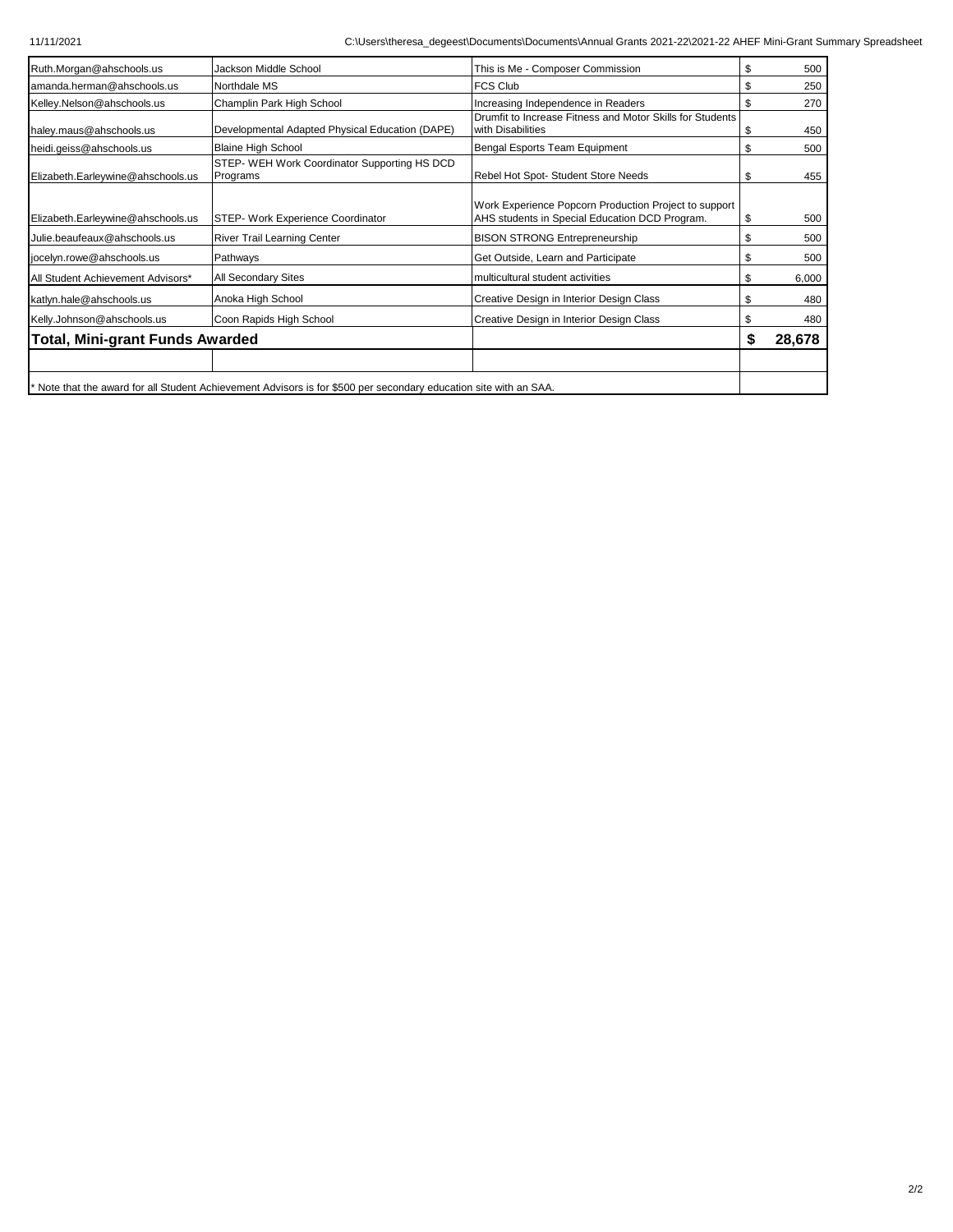| | | | |
|---|---|---|---|
| Ruth.Morgan@ahschools.us | Jackson Middle School | This is Me - Composer Commission | $ 500 |
| amanda.herman@ahschools.us | Northdale MS | FCS Club | $ 250 |
| Kelley.Nelson@ahschools.us | Champlin Park High School | Increasing Independence in Readers | $ 270 |
| haley.maus@ahschools.us | Developmental Adapted Physical Education (DAPE) | Drumfit to Increase Fitness and Motor Skills for Students with Disabilities | $ 450 |
| heidi.geiss@ahschools.us | Blaine High School | Bengal Esports Team Equipment | $ 500 |
| Elizabeth.Earleywine@ahschools.us | STEP- WEH Work Coordinator Supporting HS DCD Programs | Rebel Hot Spot- Student Store Needs | $ 455 |
| Elizabeth.Earleywine@ahschools.us | STEP- Work Experience Coordinator | Work Experience Popcorn Production Project to support AHS students in Special Education DCD Program. | $ 500 |
| Julie.beaufeaux@ahschools.us | River Trail Learning Center | BISON STRONG Entrepreneurship | $ 500 |
| jocelyn.rowe@ahschools.us | Pathways | Get Outside, Learn and Participate | $ 500 |
| All Student Achievement Advisors* | All Secondary Sites | multicultural student activities | $ 6,000 |
| katlyn.hale@ahschools.us | Anoka High School | Creative Design in Interior Design Class | $ 480 |
| Kelly.Johnson@ahschools.us | Coon Rapids High School | Creative Design in Interior Design Class | $ 480 |
| **Total, Mini-grant Funds Awarded** | | | **$ 28,678** |

* Note that the award for all Student Achievement Advisors is for $500 per secondary education site with an SAA.